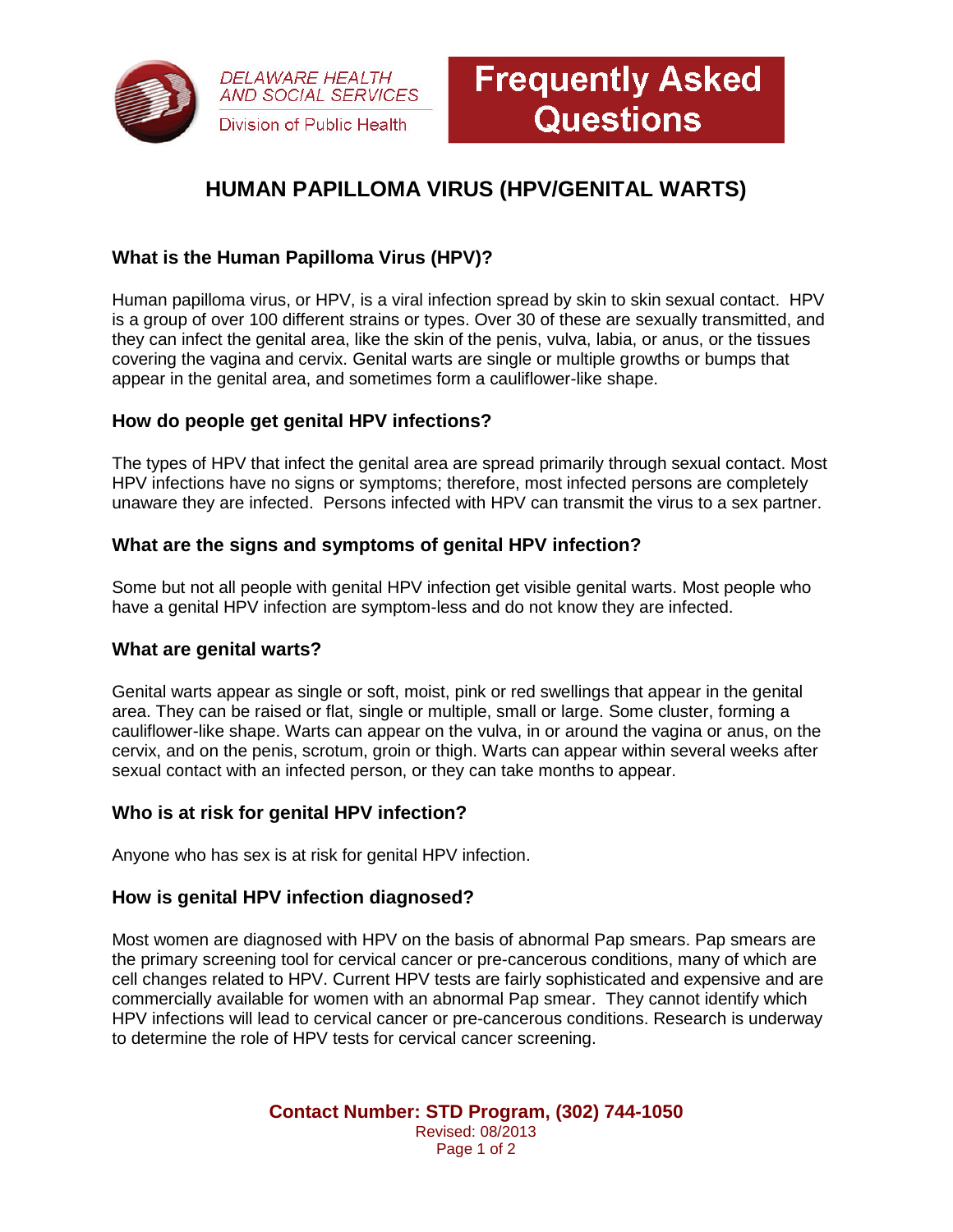DELAWARE HEALTH AND SOCIAL SERVICES

Division of Public Health

**Frequently Asked Questions**

# HUMAN PAPILLOMA VIRUS (HPV/GENITAL WARTS)

## What is the Human Papilloma Virus (HPV)?

Human papilloma virus, or HPV, is a viral infection spread by skin to skin sexual contact. HPV is a group of over 100 different strains or types. Over 30 of these are sexually transmitted, and they can infect the genital area, like the skin of the penis, vulva, labia, or anus, or the tissues covering the vagina and cervix. Genital warts are single or multiple growths or bumps that appear in the genital area, and sometimes form a cauliflower-like shape.

## How do people get genital HPV infections?

The types of HPV that infect the genital area are spread primarily through sexual contact. Most HPV infections have no signs or symptoms; therefore, most infected persons are completely unaware they are infected. Persons infected with HPV can transmit the virus to a sex partner.

## What are the signs and symptoms of genital HPV infection?

Some but not all people with genital HPV infection get visible genital warts. Most people who have a genital HPV infection are symptom-less and do not know they are infected.

## What are genital warts?

Genital warts appear as single or soft, moist, pink or red swellings that appear in the genital area. They can be raised or flat, single or multiple, small or large. Some cluster, forming a cauliflower-like shape. Warts can appear on the vulva, in or around the vagina or anus, on the cervix, and on the penis, scrotum, groin or thigh. Warts can appear within several weeks after sexual contact with an infected person, or they can take months to appear.

## Who is at risk for genital HPV infection?

Anyone who has sex is at risk for genital HPV infection.

## How is genital HPV infection diagnosed?

Most women are diagnosed with HPV on the basis of abnormal Pap smears. Pap smears are the primary screening tool for cervical cancer or pre-cancerous conditions, many of which are cell changes related to HPV. Current HPV tests are fairly sophisticated and expensive and are commercially available for women with an abnormal Pap smear. They cannot identify which HPV infections will lead to cervical cancer or pre-cancerous conditions. Research is underway to determine the role of HPV tests for cervical cancer screening.

**Contact Number: STD Program, (302) 744-1050**

Revised: 08/2013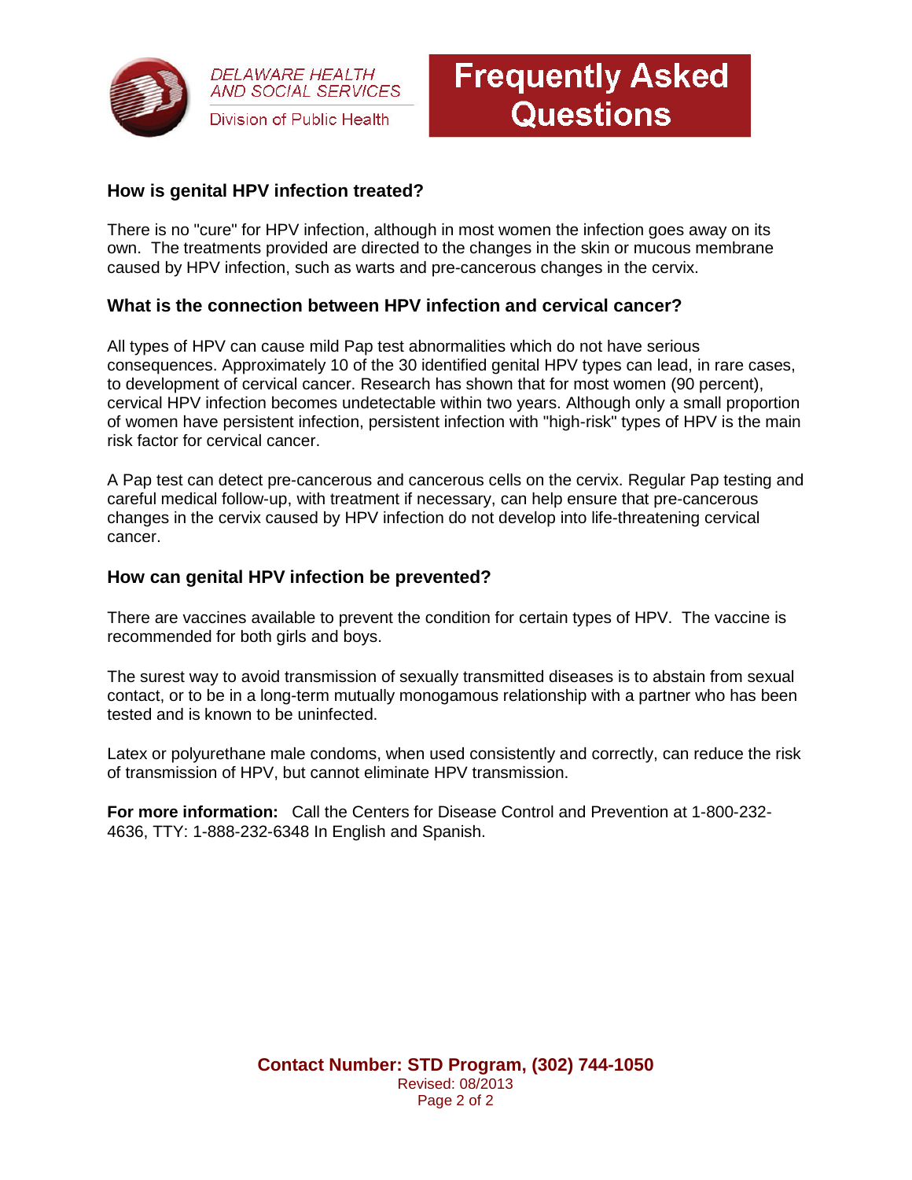DELAWARE HEALTH AND SOCIAL SERVICES

Division of Public Health

# Frequently Asked Questions

### How is genital HPV infection treated?

There is no "cure" for HPV infection, although in most women the infection goes away on its own. The treatments provided are directed to the changes in the skin or mucous membrane caused by HPV infection, such as warts and pre-cancerous changes in the cervix.

### What is the connection between HPV infection and cervical cancer?

All types of HPV can cause mild Pap test abnormalities which do not have serious consequences. Approximately 10 of the 30 identified genital HPV types can lead, in rare cases, to development of cervical cancer. Research has shown that for most women (90 percent), cervical HPV infection becomes undetectable within two years. Although only a small proportion of women have persistent infection, persistent infection with "high-risk" types of HPV is the main risk factor for cervical cancer.

A Pap test can detect pre-cancerous and cancerous cells on the cervix. Regular Pap testing and careful medical follow-up, with treatment if necessary, can help ensure that pre-cancerous changes in the cervix caused by HPV infection do not develop into life-threatening cervical cancer.

### How can genital HPV infection be prevented?

There are vaccines available to prevent the condition for certain types of HPV. The vaccine is recommended for both girls and boys.

The surest way to avoid transmission of sexually transmitted diseases is to abstain from sexual contact, or to be in a long-term mutually monogamous relationship with a partner who has been tested and is known to be uninfected.

Latex or polyurethane male condoms, when used consistently and correctly, can reduce the risk of transmission of HPV, but cannot eliminate HPV transmission.

**For more information:** Call the Centers for Disease Control and Prevention at 1-800-232-4636, TTY: 1-888-232-6348 In English and Spanish.

**Contact Number: STD Program, (302) 744-1050**

Revised: 08/2013